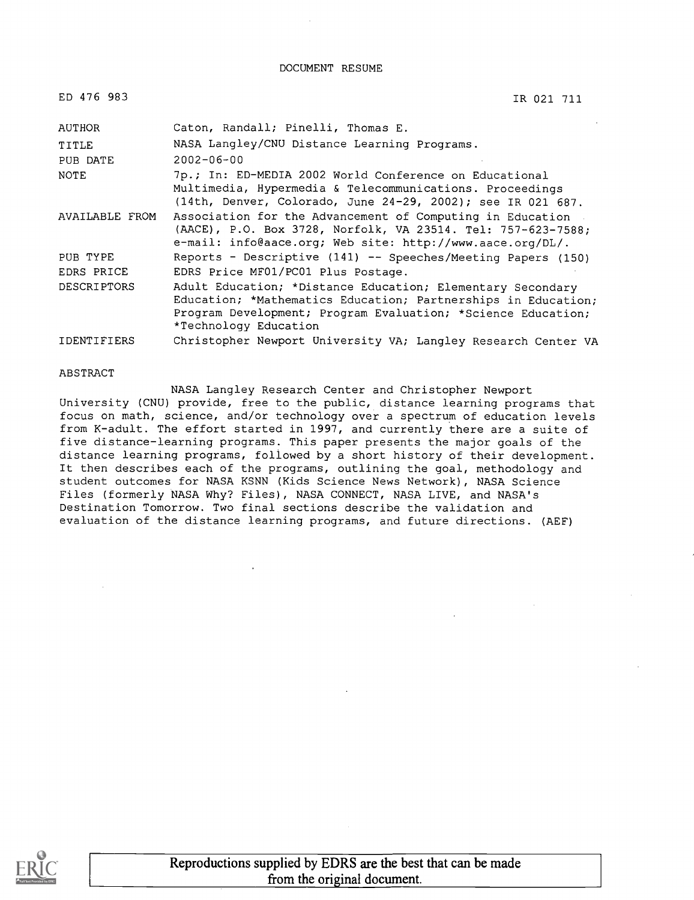DOCUMENT RESUME

| | |
|---|---|
| ED 476 983 | IR 021 711 |
| AUTHOR | Caton, Randall; Pinelli, Thomas E. |
| TITLE | NASA Langley/CNU Distance Learning Programs. |
| PUB DATE | 2002-06-00 |
| NOTE | 7p.; In: ED-MEDIA 2002 World Conference on Educational Multimedia, Hypermedia & Telecommunications. Proceedings (14th, Denver, Colorado, June 24-29, 2002); see IR 021 687. |
| AVAILABLE FROM | Association for the Advancement of Computing in Education (AACE), P.O. Box 3728, Norfolk, VA 23514. Tel: 757-623-7588; e-mail: info@aace.org; Web site: http://www.aace.org/DL/. |
| PUB TYPE | Reports - Descriptive (141) -- Speeches/Meeting Papers (150) |
| EDRS PRICE | EDRS Price MF01/PC01 Plus Postage. |
| DESCRIPTORS | Adult Education; *Distance Education; Elementary Secondary Education; *Mathematics Education; Partnerships in Education; Program Development; Program Evaluation; *Science Education; *Technology Education |
| IDENTIFIERS | Christopher Newport University VA; Langley Research Center VA |

ABSTRACT

NASA Langley Research Center and Christopher Newport University (CNU) provide, free to the public, distance learning programs that focus on math, science, and/or technology over a spectrum of education levels from K-adult. The effort started in 1997, and currently there are a suite of five distance-learning programs. This paper presents the major goals of the distance learning programs, followed by a short history of their development. It then describes each of the programs, outlining the goal, methodology and student outcomes for NASA KSNN (Kids Science News Network), NASA Science Files (formerly NASA Why? Files), NASA CONNECT, NASA LIVE, and NASA's Destination Tomorrow. Two final sections describe the validation and evaluation of the distance learning programs, and future directions. (AEF)

Reproductions supplied by EDRS are the best that can be made from the original document.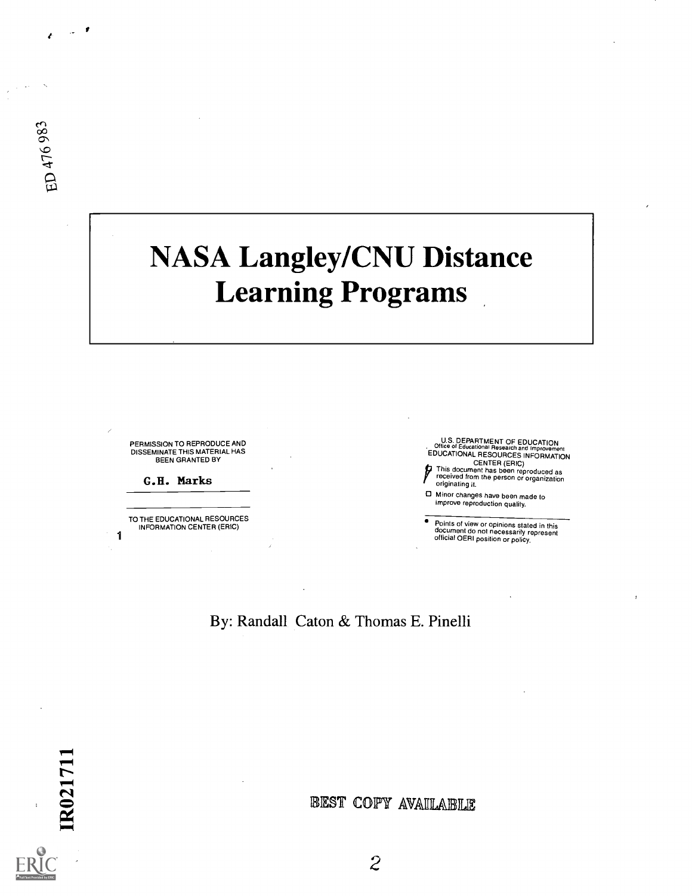ED 476 983

# NASA Langley/CNU Distance Learning Programs

PERMISSION TO REPRODUCE AND DISSEMINATE THIS MATERIAL HAS BEEN GRANTED BY

G.H. Marks

TO THE EDUCATIONAL RESOURCES INFORMATION CENTER (ERIC)

U.S. DEPARTMENT OF EDUCATION
Office of Educational Research and Improvement
EDUCATIONAL RESOURCES INFORMATION CENTER (ERIC)

- This document has been reproduced as received from the person or organization originating it.
- Minor changes have been made to improve reproduction quality.
- Points of view or opinions stated in this document do not necessarily represent official OERI position or policy.

By: Randall Caton & Thomas E. Pinelli

IR021711

BEST COPY AVAILABLE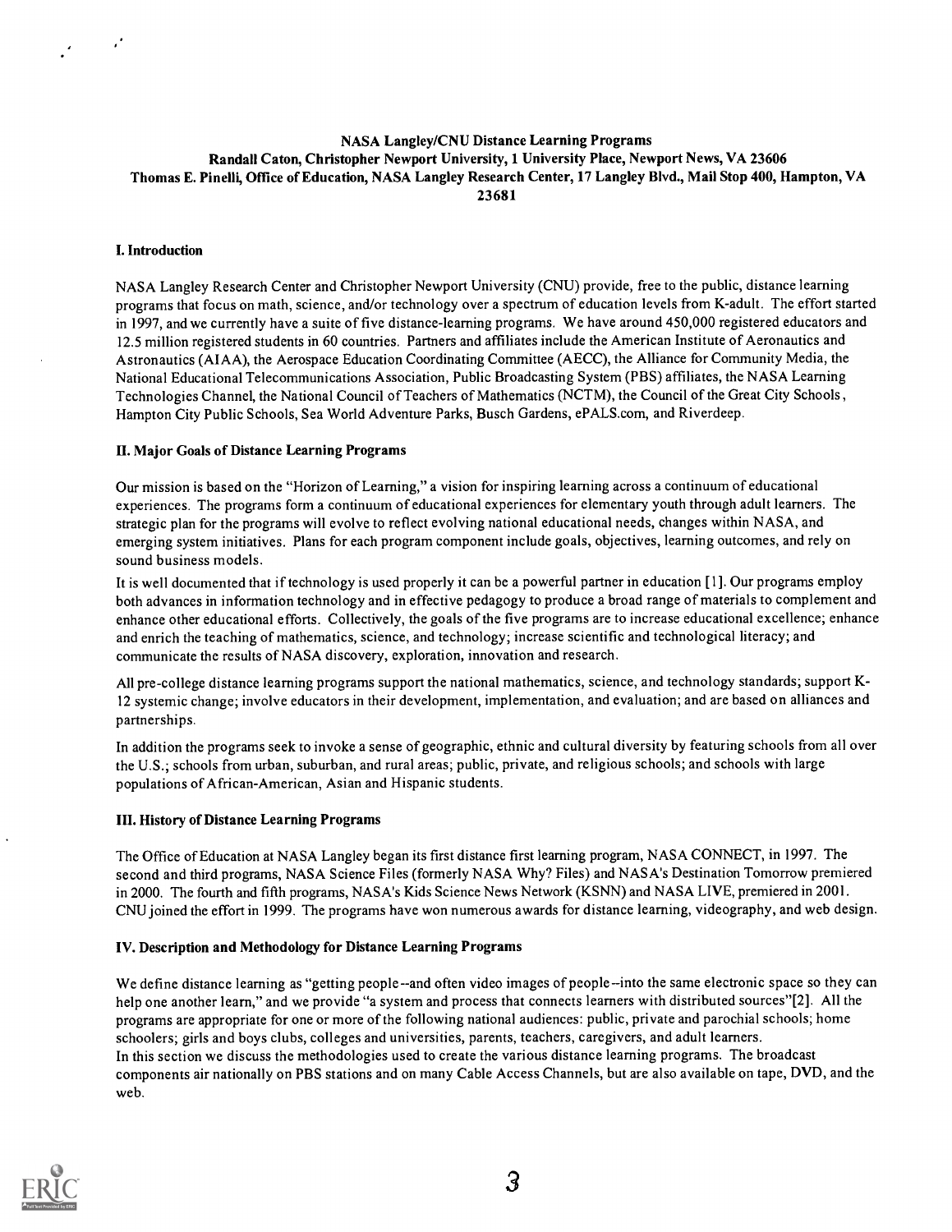**NASA Langley/CNU Distance Learning Programs**
**Randall Caton, Christopher Newport University, 1 University Place, Newport News, VA 23606**
**Thomas E. Pinelli, Office of Education, NASA Langley Research Center, 17 Langley Blvd., Mail Stop 400, Hampton, VA 23681**

## I. Introduction

NASA Langley Research Center and Christopher Newport University (CNU) provide, free to the public, distance learning programs that focus on math, science, and/or technology over a spectrum of education levels from K-adult. The effort started in 1997, and we currently have a suite of five distance-learning programs. We have around 450,000 registered educators and 12.5 million registered students in 60 countries. Partners and affiliates include the American Institute of Aeronautics and Astronautics (AIAA), the Aerospace Education Coordinating Committee (AECC), the Alliance for Community Media, the National Educational Telecommunications Association, Public Broadcasting System (PBS) affiliates, the NASA Learning Technologies Channel, the National Council of Teachers of Mathematics (NCTM), the Council of the Great City Schools, Hampton City Public Schools, Sea World Adventure Parks, Busch Gardens, ePALS.com, and Riverdeep.

## II. Major Goals of Distance Learning Programs

Our mission is based on the "Horizon of Learning," a vision for inspiring learning across a continuum of educational experiences. The programs form a continuum of educational experiences for elementary youth through adult learners. The strategic plan for the programs will evolve to reflect evolving national educational needs, changes within NASA, and emerging system initiatives. Plans for each program component include goals, objectives, learning outcomes, and rely on sound business models.

It is well documented that if technology is used properly it can be a powerful partner in education [1]. Our programs employ both advances in information technology and in effective pedagogy to produce a broad range of materials to complement and enhance other educational efforts. Collectively, the goals of the five programs are to increase educational excellence; enhance and enrich the teaching of mathematics, science, and technology; increase scientific and technological literacy; and communicate the results of NASA discovery, exploration, innovation and research.

All pre-college distance learning programs support the national mathematics, science, and technology standards; support K-12 systemic change; involve educators in their development, implementation, and evaluation; and are based on alliances and partnerships.

In addition the programs seek to invoke a sense of geographic, ethnic and cultural diversity by featuring schools from all over the U.S.; schools from urban, suburban, and rural areas; public, private, and religious schools; and schools with large populations of African-American, Asian and Hispanic students.

## III. History of Distance Learning Programs

The Office of Education at NASA Langley began its first distance first learning program, NASA CONNECT, in 1997. The second and third programs, NASA Science Files (formerly NASA Why? Files) and NASA's Destination Tomorrow premiered in 2000. The fourth and fifth programs, NASA's Kids Science News Network (KSNN) and NASA LIVE, premiered in 2001. CNU joined the effort in 1999. The programs have won numerous awards for distance learning, videography, and web design.

## IV. Description and Methodology for Distance Learning Programs

We define distance learning as "getting people--and often video images of people--into the same electronic space so they can help one another learn," and we provide "a system and process that connects learners with distributed sources"[2]. All the programs are appropriate for one or more of the following national audiences: public, private and parochial schools; home schoolers; girls and boys clubs, colleges and universities, parents, teachers, caregivers, and adult learners.

In this section we discuss the methodologies used to create the various distance learning programs. The broadcast components air nationally on PBS stations and on many Cable Access Channels, but are also available on tape, DVD, and the web.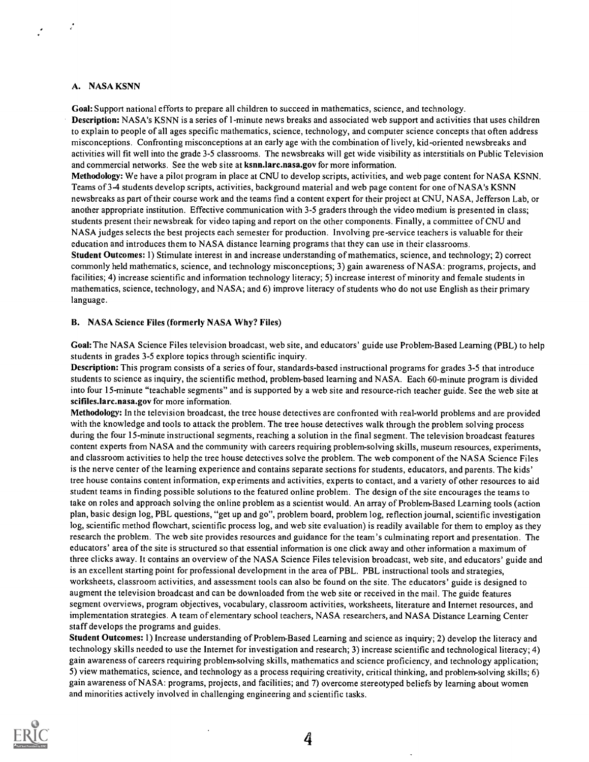## A. NASA KSNN

**Goal:** Support national efforts to prepare all children to succeed in mathematics, science, and technology.

**Description:** NASA's KSNN is a series of 1-minute news breaks and associated web support and activities that uses children to explain to people of all ages specific mathematics, science, technology, and computer science concepts that often address misconceptions. Confronting misconceptions at an early age with the combination of lively, kid-oriented newsbreaks and activities will fit well into the grade 3-5 classrooms. The newsbreaks will get wide visibility as interstitials on Public Television and commercial networks. See the web site at **ksnn.larc.nasa.gov** for more information.

**Methodology:** We have a pilot program in place at CNU to develop scripts, activities, and web page content for NASA KSNN. Teams of 3-4 students develop scripts, activities, background material and web page content for one of NASA's KSNN newsbreaks as part of their course work and the teams find a content expert for their project at CNU, NASA, Jefferson Lab, or another appropriate institution. Effective communication with 3-5 graders through the video medium is presented in class; students present their newsbreak for video taping and report on the other components. Finally, a committee of CNU and NASA judges selects the best projects each semester for production. Involving pre-service teachers is valuable for their education and introduces them to NASA distance learning programs that they can use in their classrooms.

**Student Outcomes:** 1) Stimulate interest in and increase understanding of mathematics, science, and technology; 2) correct commonly held mathematics, science, and technology misconceptions; 3) gain awareness of NASA: programs, projects, and facilities; 4) increase scientific and information technology literacy; 5) increase interest of minority and female students in mathematics, science, technology, and NASA; and 6) improve literacy of students who do not use English as their primary language.

## B. NASA Science Files (formerly NASA Why? Files)

**Goal:** The NASA Science Files television broadcast, web site, and educators' guide use Problem-Based Learning (PBL) to help students in grades 3-5 explore topics through scientific inquiry.

**Description:** This program consists of a series of four, standards-based instructional programs for grades 3-5 that introduce students to science as inquiry, the scientific method, problem-based learning and NASA. Each 60-minute program is divided into four 15-minute "teachable segments" and is supported by a web site and resource-rich teacher guide. See the web site at **scifiles.larc.nasa.gov** for more information.

**Methodology:** In the television broadcast, the tree house detectives are confronted with real-world problems and are provided with the knowledge and tools to attack the problem. The tree house detectives walk through the problem solving process during the four 15-minute instructional segments, reaching a solution in the final segment. The television broadcast features content experts from NASA and the community with careers requiring problem-solving skills, museum resources, experiments, and classroom activities to help the tree house detectives solve the problem. The web component of the NASA Science Files is the nerve center of the learning experience and contains separate sections for students, educators, and parents. The kids' tree house contains content information, experiments and activities, experts to contact, and a variety of other resources to aid student teams in finding possible solutions to the featured online problem. The design of the site encourages the teams to take on roles and approach solving the online problem as a scientist would. An array of Problem-Based Learning tools (action plan, basic design log, PBL questions, "get up and go", problem board, problem log, reflection journal, scientific investigation log, scientific method flowchart, scientific process log, and web site evaluation) is readily available for them to employ as they research the problem. The web site provides resources and guidance for the team's culminating report and presentation. The educators' area of the site is structured so that essential information is one click away and other information a maximum of three clicks away. It contains an overview of the NASA Science Files television broadcast, web site, and educators' guide and is an excellent starting point for professional development in the area of PBL. PBL instructional tools and strategies, worksheets, classroom activities, and assessment tools can also be found on the site. The educators' guide is designed to augment the television broadcast and can be downloaded from the web site or received in the mail. The guide features segment overviews, program objectives, vocabulary, classroom activities, worksheets, literature and Internet resources, and implementation strategies. A team of elementary school teachers, NASA researchers, and NASA Distance Learning Center staff develops the programs and guides.

**Student Outcomes:** 1) Increase understanding of Problem-Based Learning and science as inquiry; 2) develop the literacy and technology skills needed to use the Internet for investigation and research; 3) increase scientific and technological literacy; 4) gain awareness of careers requiring problem-solving skills, mathematics and science proficiency, and technology application; 5) view mathematics, science, and technology as a process requiring creativity, critical thinking, and problem-solving skills; 6) gain awareness of NASA: programs, projects, and facilities; and 7) overcome stereotyped beliefs by learning about women and minorities actively involved in challenging engineering and scientific tasks.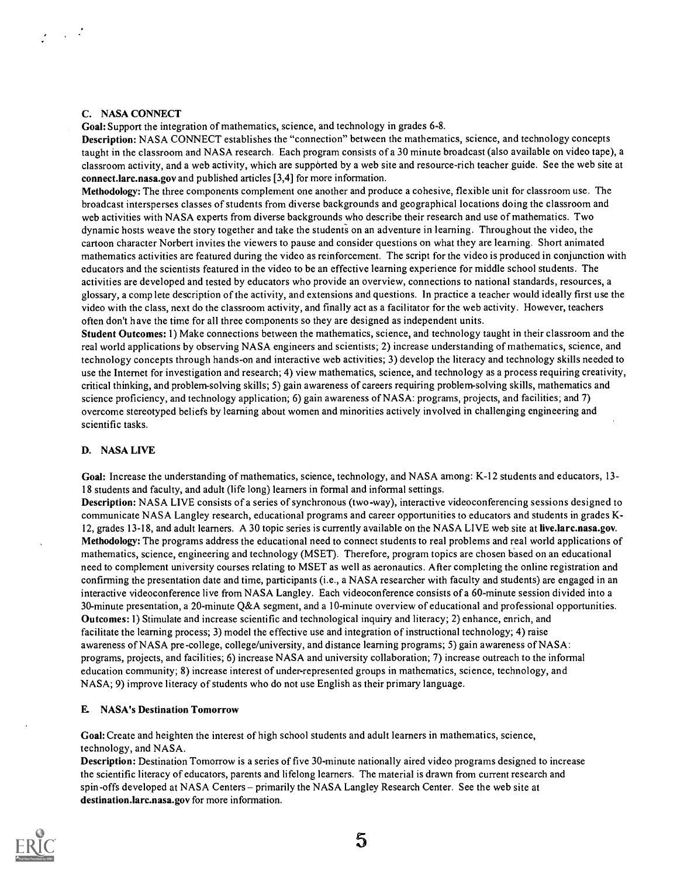### C. NASA CONNECT

**Goal:** Support the integration of mathematics, science, and technology in grades 6-8.

**Description:** NASA CONNECT establishes the "connection" between the mathematics, science, and technology concepts taught in the classroom and NASA research. Each program consists of a 30 minute broadcast (also available on video tape), a classroom activity, and a web activity, which are supported by a web site and resource-rich teacher guide. See the web site at **connect.larc.nasa.gov** and published articles [3,4] for more information.

**Methodology:** The three components complement one another and produce a cohesive, flexible unit for classroom use. The broadcast intersperses classes of students from diverse backgrounds and geographical locations doing the classroom and web activities with NASA experts from diverse backgrounds who describe their research and use of mathematics. Two dynamic hosts weave the story together and take the students on an adventure in learning. Throughout the video, the cartoon character Norbert invites the viewers to pause and consider questions on what they are learning. Short animated mathematics activities are featured during the video as reinforcement. The script for the video is produced in conjunction with educators and the scientists featured in the video to be an effective learning experience for middle school students. The activities are developed and tested by educators who provide an overview, connections to national standards, resources, a glossary, a complete description of the activity, and extensions and questions. In practice a teacher would ideally first use the video with the class, next do the classroom activity, and finally act as a facilitator for the web activity. However, teachers often don't have the time for all three components so they are designed as independent units.

**Student Outcomes:** 1) Make connections between the mathematics, science, and technology taught in their classroom and the real world applications by observing NASA engineers and scientists; 2) increase understanding of mathematics, science, and technology concepts through hands-on and interactive web activities; 3) develop the literacy and technology skills needed to use the Internet for investigation and research; 4) view mathematics, science, and technology as a process requiring creativity, critical thinking, and problem-solving skills; 5) gain awareness of careers requiring problem-solving skills, mathematics and science proficiency, and technology application; 6) gain awareness of NASA: programs, projects, and facilities; and 7) overcome stereotyped beliefs by learning about women and minorities actively involved in challenging engineering and scientific tasks.

### D. NASA LIVE

**Goal:** Increase the understanding of mathematics, science, technology, and NASA among: K-12 students and educators, 13-18 students and faculty, and adult (life long) learners in formal and informal settings.

**Description:** NASA LIVE consists of a series of synchronous (two-way), interactive videoconferencing sessions designed to communicate NASA Langley research, educational programs and career opportunities to educators and students in grades K-12, grades 13-18, and adult learners. A 30 topic series is currently available on the NASA LIVE web site at **live.larc.nasa.gov**.

**Methodology:** The programs address the educational need to connect students to real problems and real world applications of mathematics, science, engineering and technology (MSET). Therefore, program topics are chosen based on an educational need to complement university courses relating to MSET as well as aeronautics. After completing the online registration and confirming the presentation date and time, participants (i.e., a NASA researcher with faculty and students) are engaged in an interactive videoconference live from NASA Langley. Each videoconference consists of a 60-minute session divided into a 30-minute presentation, a 20-minute Q&A segment, and a 10-minute overview of educational and professional opportunities.

**Outcomes:** 1) Stimulate and increase scientific and technological inquiry and literacy; 2) enhance, enrich, and facilitate the learning process; 3) model the effective use and integration of instructional technology; 4) raise awareness of NASA pre-college, college/university, and distance learning programs; 5) gain awareness of NASA: programs, projects, and facilities; 6) increase NASA and university collaboration; 7) increase outreach to the informal education community; 8) increase interest of under-represented groups in mathematics, science, technology, and NASA; 9) improve literacy of students who do not use English as their primary language.

### E. NASA's Destination Tomorrow

**Goal:** Create and heighten the interest of high school students and adult learners in mathematics, science, technology, and NASA.

**Description:** Destination Tomorrow is a series of five 30-minute nationally aired video programs designed to increase the scientific literacy of educators, parents and lifelong learners. The material is drawn from current research and spin-offs developed at NASA Centers – primarily the NASA Langley Research Center. See the web site at **destination.larc.nasa.gov** for more information.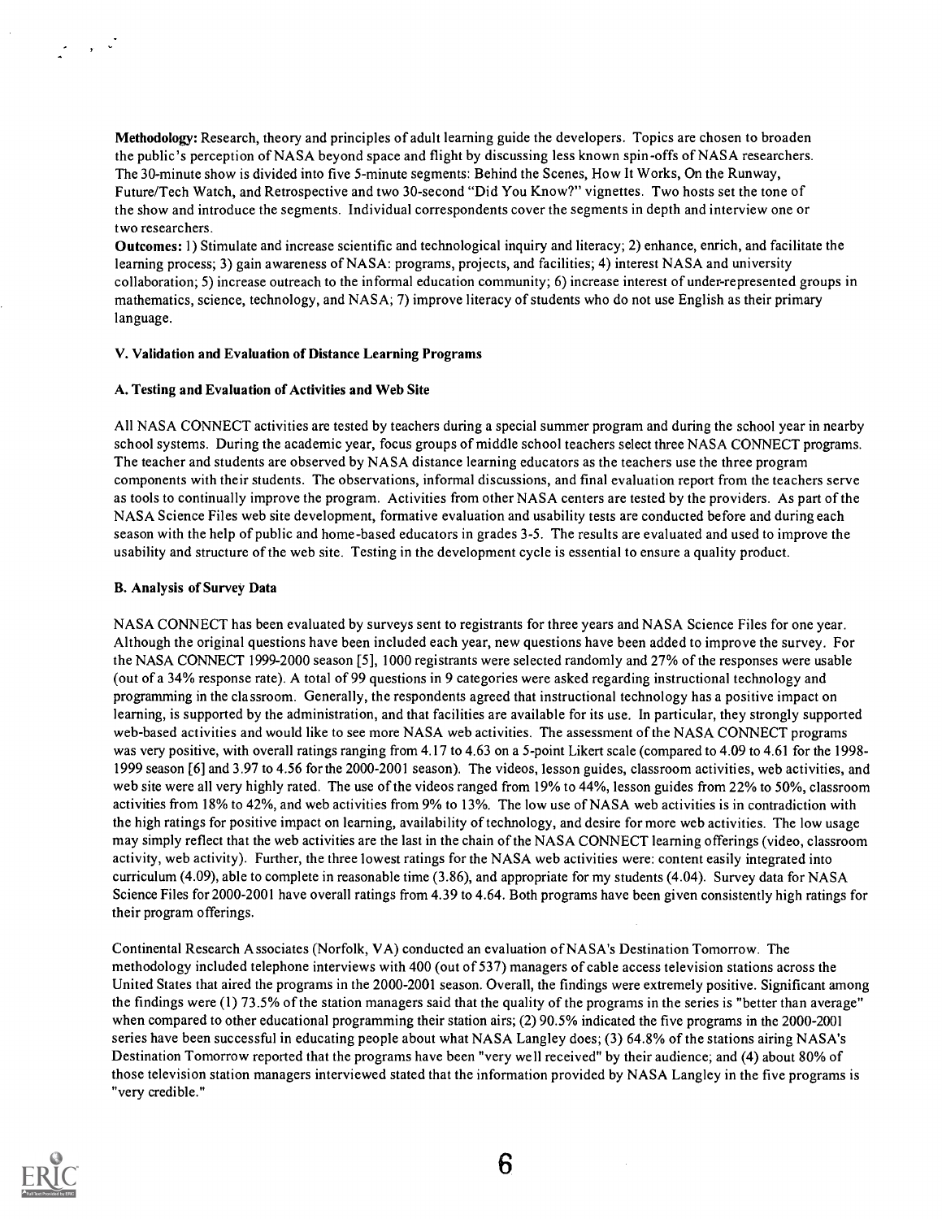**Methodology:** Research, theory and principles of adult learning guide the developers. Topics are chosen to broaden the public's perception of NASA beyond space and flight by discussing less known spin-offs of NASA researchers. The 30-minute show is divided into five 5-minute segments: Behind the Scenes, How It Works, On the Runway, Future/Tech Watch, and Retrospective and two 30-second "Did You Know?" vignettes. Two hosts set the tone of the show and introduce the segments. Individual correspondents cover the segments in depth and interview one or two researchers.

**Outcomes:** 1) Stimulate and increase scientific and technological inquiry and literacy; 2) enhance, enrich, and facilitate the learning process; 3) gain awareness of NASA: programs, projects, and facilities; 4) interest NASA and university collaboration; 5) increase outreach to the informal education community; 6) increase interest of under-represented groups in mathematics, science, technology, and NASA; 7) improve literacy of students who do not use English as their primary language.

## V. Validation and Evaluation of Distance Learning Programs

### A. Testing and Evaluation of Activities and Web Site

All NASA CONNECT activities are tested by teachers during a special summer program and during the school year in nearby school systems. During the academic year, focus groups of middle school teachers select three NASA CONNECT programs. The teacher and students are observed by NASA distance learning educators as the teachers use the three program components with their students. The observations, informal discussions, and final evaluation report from the teachers serve as tools to continually improve the program. Activities from other NASA centers are tested by the providers. As part of the NASA Science Files web site development, formative evaluation and usability tests are conducted before and during each season with the help of public and home-based educators in grades 3-5. The results are evaluated and used to improve the usability and structure of the web site. Testing in the development cycle is essential to ensure a quality product.

### B. Analysis of Survey Data

NASA CONNECT has been evaluated by surveys sent to registrants for three years and NASA Science Files for one year. Although the original questions have been included each year, new questions have been added to improve the survey. For the NASA CONNECT 1999-2000 season [5], 1000 registrants were selected randomly and 27% of the responses were usable (out of a 34% response rate). A total of 99 questions in 9 categories were asked regarding instructional technology and programming in the classroom. Generally, the respondents agreed that instructional technology has a positive impact on learning, is supported by the administration, and that facilities are available for its use. In particular, they strongly supported web-based activities and would like to see more NASA web activities. The assessment of the NASA CONNECT programs was very positive, with overall ratings ranging from 4.17 to 4.63 on a 5-point Likert scale (compared to 4.09 to 4.61 for the 1998-1999 season [6] and 3.97 to 4.56 for the 2000-2001 season). The videos, lesson guides, classroom activities, web activities, and web site were all very highly rated. The use of the videos ranged from 19% to 44%, lesson guides from 22% to 50%, classroom activities from 18% to 42%, and web activities from 9% to 13%. The low use of NASA web activities is in contradiction with the high ratings for positive impact on learning, availability of technology, and desire for more web activities. The low usage may simply reflect that the web activities are the last in the chain of the NASA CONNECT learning offerings (video, classroom activity, web activity). Further, the three lowest ratings for the NASA web activities were: content easily integrated into curriculum (4.09), able to complete in reasonable time (3.86), and appropriate for my students (4.04). Survey data for NASA Science Files for 2000-2001 have overall ratings from 4.39 to 4.64. Both programs have been given consistently high ratings for their program offerings.

Continental Research Associates (Norfolk, VA) conducted an evaluation of NASA's Destination Tomorrow. The methodology included telephone interviews with 400 (out of 537) managers of cable access television stations across the United States that aired the programs in the 2000-2001 season. Overall, the findings were extremely positive. Significant among the findings were (1) 73.5% of the station managers said that the quality of the programs in the series is "better than average" when compared to other educational programming their station airs; (2) 90.5% indicated the five programs in the 2000-2001 series have been successful in educating people about what NASA Langley does; (3) 64.8% of the stations airing NASA's Destination Tomorrow reported that the programs have been "very well received" by their audience; and (4) about 80% of those television station managers interviewed stated that the information provided by NASA Langley in the five programs is "very credible."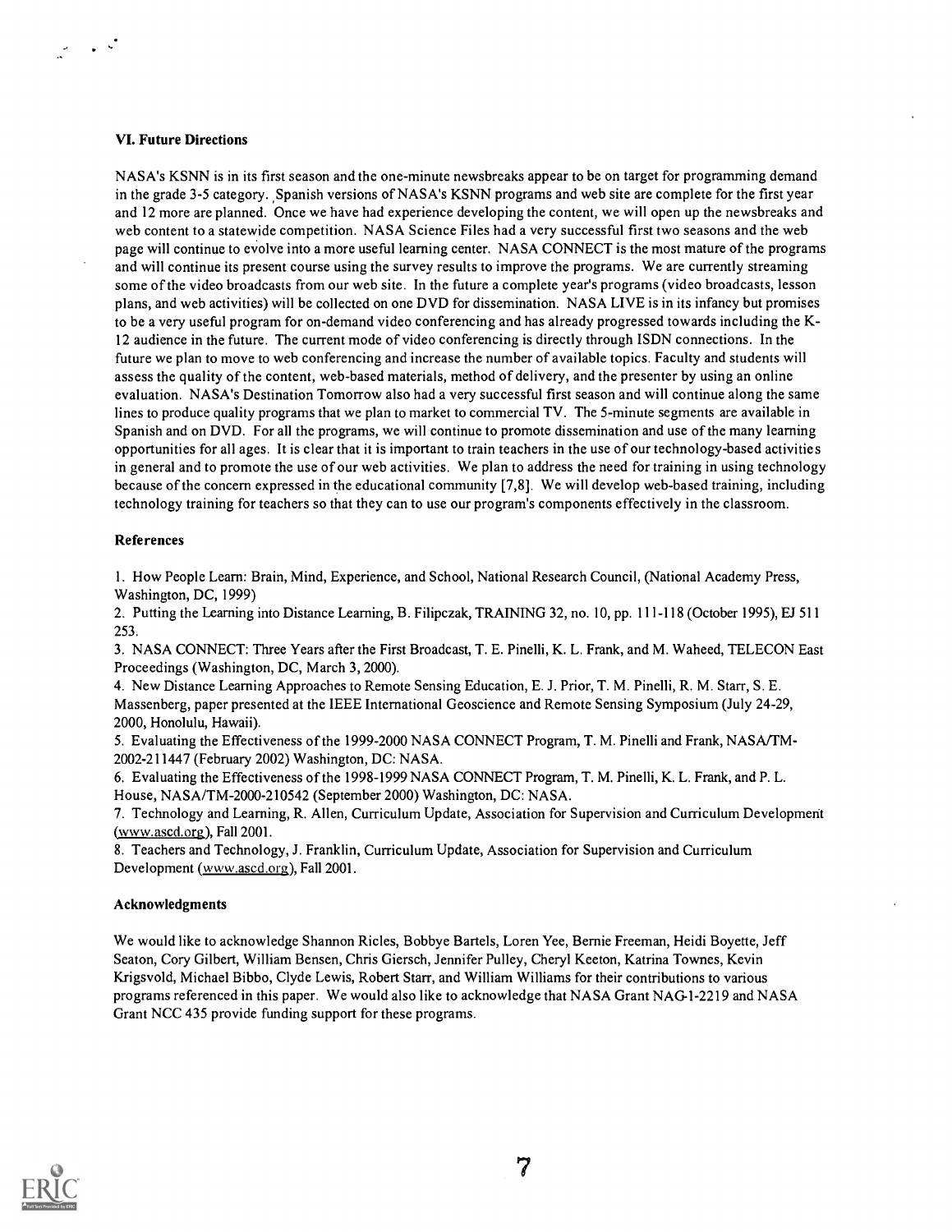### VI. Future Directions

NASA's KSNN is in its first season and the one-minute newsbreaks appear to be on target for programming demand in the grade 3-5 category. Spanish versions of NASA's KSNN programs and web site are complete for the first year and 12 more are planned. Once we have had experience developing the content, we will open up the newsbreaks and web content to a statewide competition. NASA Science Files had a very successful first two seasons and the web page will continue to evolve into a more useful learning center. NASA CONNECT is the most mature of the programs and will continue its present course using the survey results to improve the programs. We are currently streaming some of the video broadcasts from our web site. In the future a complete year's programs (video broadcasts, lesson plans, and web activities) will be collected on one DVD for dissemination. NASA LIVE is in its infancy but promises to be a very useful program for on-demand video conferencing and has already progressed towards including the K-12 audience in the future. The current mode of video conferencing is directly through ISDN connections. In the future we plan to move to web conferencing and increase the number of available topics. Faculty and students will assess the quality of the content, web-based materials, method of delivery, and the presenter by using an online evaluation. NASA's Destination Tomorrow also had a very successful first season and will continue along the same lines to produce quality programs that we plan to market to commercial TV. The 5-minute segments are available in Spanish and on DVD. For all the programs, we will continue to promote dissemination and use of the many learning opportunities for all ages. It is clear that it is important to train teachers in the use of our technology-based activities in general and to promote the use of our web activities. We plan to address the need for training in using technology because of the concern expressed in the educational community [7,8]. We will develop web-based training, including technology training for teachers so that they can to use our program's components effectively in the classroom.

### References

1. How People Learn: Brain, Mind, Experience, and School, National Research Council, (National Academy Press, Washington, DC, 1999)
2. Putting the Learning into Distance Learning, B. Filipczak, TRAINING 32, no. 10, pp. 111-118 (October 1995), EJ 511 253.
3. NASA CONNECT: Three Years after the First Broadcast, T. E. Pinelli, K. L. Frank, and M. Waheed, TELECON East Proceedings (Washington, DC, March 3, 2000).
4. New Distance Learning Approaches to Remote Sensing Education, E. J. Prior, T. M. Pinelli, R. M. Starr, S. E. Massenberg, paper presented at the IEEE International Geoscience and Remote Sensing Symposium (July 24-29, 2000, Honolulu, Hawaii).
5. Evaluating the Effectiveness of the 1999-2000 NASA CONNECT Program, T. M. Pinelli and Frank, NASA/TM-2002-211447 (February 2002) Washington, DC: NASA.
6. Evaluating the Effectiveness of the 1998-1999 NASA CONNECT Program, T. M. Pinelli, K. L. Frank, and P. L. House, NASA/TM-2000-210542 (September 2000) Washington, DC: NASA.
7. Technology and Learning, R. Allen, Curriculum Update, Association for Supervision and Curriculum Development (www.ascd.org), Fall 2001.
8. Teachers and Technology, J. Franklin, Curriculum Update, Association for Supervision and Curriculum Development (www.ascd.org), Fall 2001.

### Acknowledgments

We would like to acknowledge Shannon Ricles, Bobbye Bartels, Loren Yee, Bernie Freeman, Heidi Boyette, Jeff Seaton, Cory Gilbert, William Bensen, Chris Giersch, Jennifer Pulley, Cheryl Keeton, Katrina Townes, Kevin Krigsvold, Michael Bibbo, Clyde Lewis, Robert Starr, and William Williams for their contributions to various programs referenced in this paper. We would also like to acknowledge that NASA Grant NAG-1-2219 and NASA Grant NCC 435 provide funding support for these programs.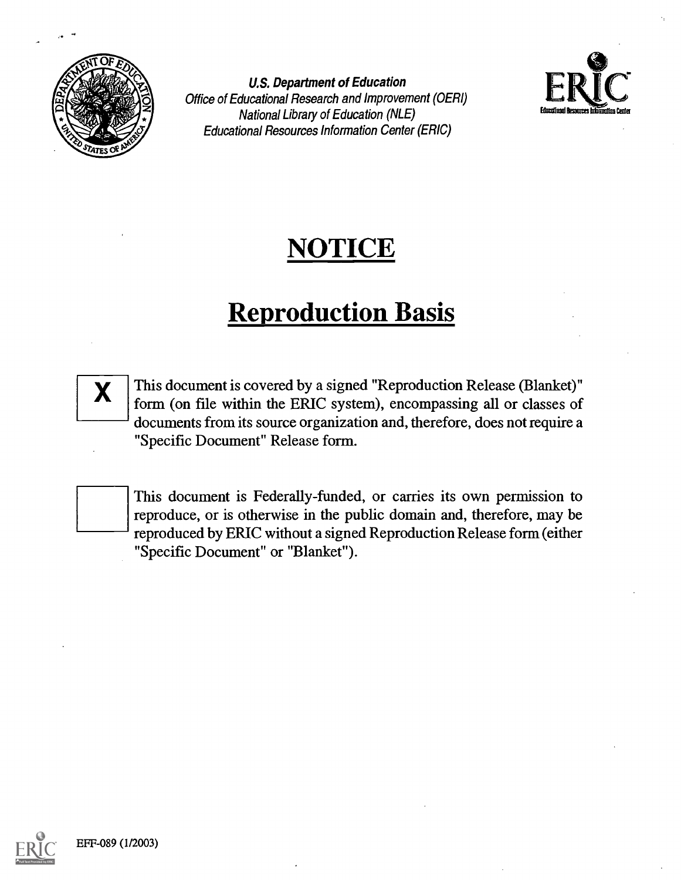**U.S. Department of Education**
*Office of Educational Research and Improvement (OERI)*
*National Library of Education (NLE)*
*Educational Resources Information Center (ERIC)*

# NOTICE

# Reproduction Basis

- [X] This document is covered by a signed "Reproduction Release (Blanket)" form (on file within the ERIC system), encompassing all or classes of documents from its source organization and, therefore, does not require a "Specific Document" Release form.

- [ ] This document is Federally-funded, or carries its own permission to reproduce, or is otherwise in the public domain and, therefore, may be reproduced by ERIC without a signed Reproduction Release form (either "Specific Document" or "Blanket").

EFF-089 (1/2003)